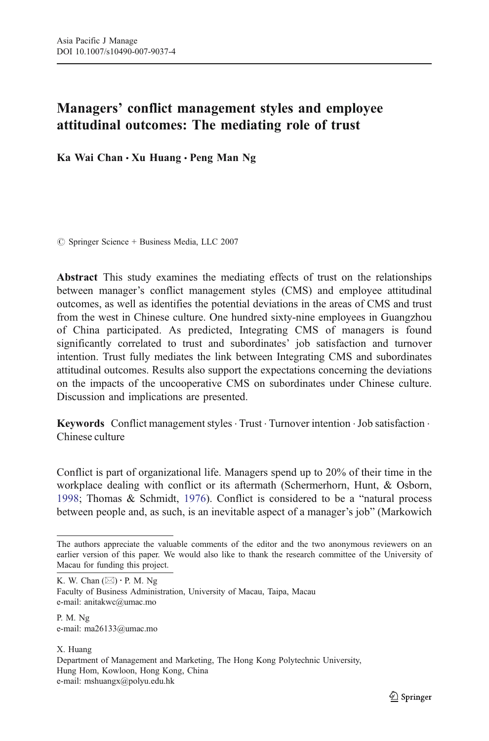# Managers' conflict management styles and employee attitudinal outcomes: The mediating role of trust

**Ka Wai Chan · Xu Huang · Peng Man Ng**

© Springer Science + Business Media, LLC 2007

**Abstract** This study examines the mediating effects of trust on the relationships between manager's conflict management styles (CMS) and employee attitudinal outcomes, as well as identifies the potential deviations in the areas of CMS and trust from the west in Chinese culture. One hundred sixty-nine employees in Guangzhou of China participated. As predicted, Integrating CMS of managers is found significantly correlated to trust and subordinates' job satisfaction and turnover intention. Trust fully mediates the link between Integrating CMS and subordinates attitudinal outcomes. Results also support the expectations concerning the deviations on the impacts of the uncooperative CMS on subordinates under Chinese culture. Discussion and implications are presented.

**Keywords** Conflict management styles · Trust · Turnover intention · Job satisfaction · Chinese culture

Conflict is part of organizational life. Managers spend up to 20% of their time in the workplace dealing with conflict or its aftermath (Schermerhorn, Hunt, & Osborn, 1998; Thomas & Schmidt, 1976). Conflict is considered to be a "natural process between people and, as such, is an inevitable aspect of a manager's job" (Markowich

---

The authors appreciate the valuable comments of the editor and the two anonymous reviewers on an earlier version of this paper. We would also like to thank the research committee of the University of Macau for funding this project.

K. W. Chan (✉) · P. M. Ng
Faculty of Business Administration, University of Macau, Taipa, Macau
e-mail: anitakwc@umac.mo

P. M. Ng
e-mail: ma26133@umac.mo

X. Huang
Department of Management and Marketing, The Hong Kong Polytechnic University, Hung Hom, Kowloon, Hong Kong, China
e-mail: mshuangx@polyu.edu.hk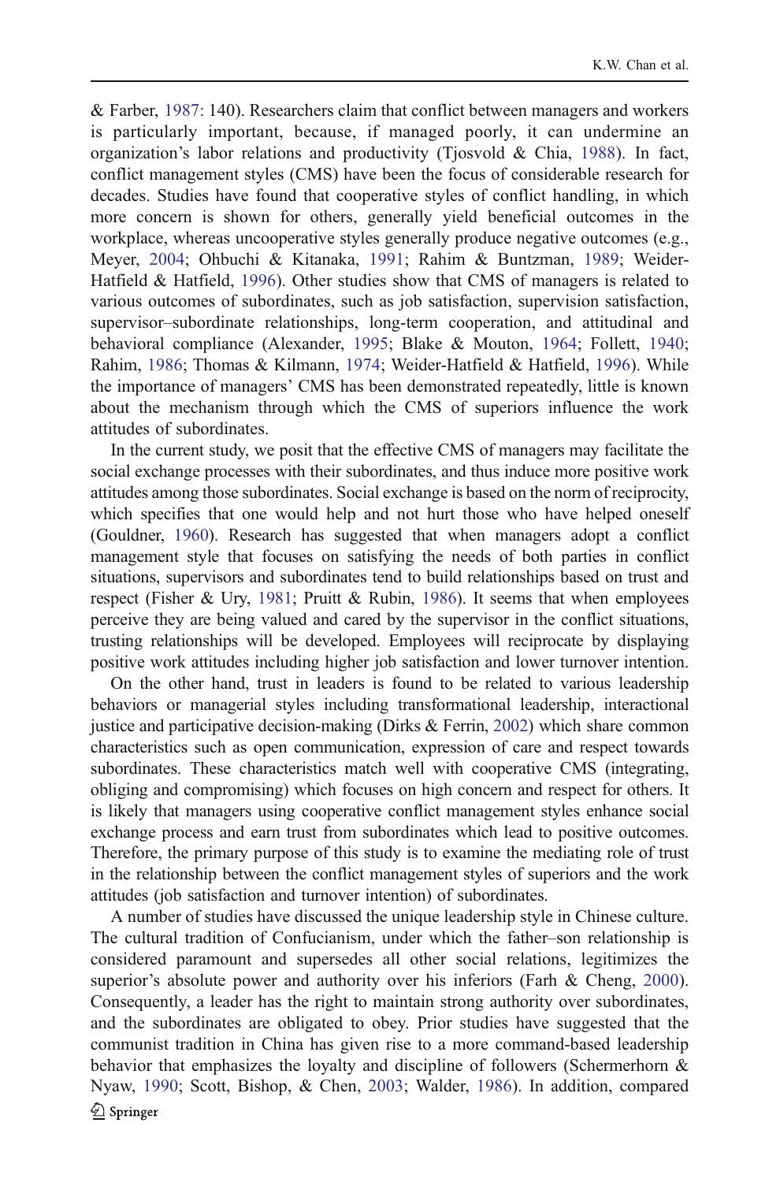& Farber, 1987: 140). Researchers claim that conflict between managers and workers is particularly important, because, if managed poorly, it can undermine an organization's labor relations and productivity (Tjosvold & Chia, 1988). In fact, conflict management styles (CMS) have been the focus of considerable research for decades. Studies have found that cooperative styles of conflict handling, in which more concern is shown for others, generally yield beneficial outcomes in the workplace, whereas uncooperative styles generally produce negative outcomes (e.g., Meyer, 2004; Ohbuchi & Kitanaka, 1991; Rahim & Buntzman, 1989; Weider-Hatfield & Hatfield, 1996). Other studies show that CMS of managers is related to various outcomes of subordinates, such as job satisfaction, supervision satisfaction, supervisor–subordinate relationships, long-term cooperation, and attitudinal and behavioral compliance (Alexander, 1995; Blake & Mouton, 1964; Follett, 1940; Rahim, 1986; Thomas & Kilmann, 1974; Weider-Hatfield & Hatfield, 1996). While the importance of managers' CMS has been demonstrated repeatedly, little is known about the mechanism through which the CMS of superiors influence the work attitudes of subordinates.

In the current study, we posit that the effective CMS of managers may facilitate the social exchange processes with their subordinates, and thus induce more positive work attitudes among those subordinates. Social exchange is based on the norm of reciprocity, which specifies that one would help and not hurt those who have helped oneself (Gouldner, 1960). Research has suggested that when managers adopt a conflict management style that focuses on satisfying the needs of both parties in conflict situations, supervisors and subordinates tend to build relationships based on trust and respect (Fisher & Ury, 1981; Pruitt & Rubin, 1986). It seems that when employees perceive they are being valued and cared by the supervisor in the conflict situations, trusting relationships will be developed. Employees will reciprocate by displaying positive work attitudes including higher job satisfaction and lower turnover intention.

On the other hand, trust in leaders is found to be related to various leadership behaviors or managerial styles including transformational leadership, interactional justice and participative decision-making (Dirks & Ferrin, 2002) which share common characteristics such as open communication, expression of care and respect towards subordinates. These characteristics match well with cooperative CMS (integrating, obliging and compromising) which focuses on high concern and respect for others. It is likely that managers using cooperative conflict management styles enhance social exchange process and earn trust from subordinates which lead to positive outcomes. Therefore, the primary purpose of this study is to examine the mediating role of trust in the relationship between the conflict management styles of superiors and the work attitudes (job satisfaction and turnover intention) of subordinates.

A number of studies have discussed the unique leadership style in Chinese culture. The cultural tradition of Confucianism, under which the father–son relationship is considered paramount and supersedes all other social relations, legitimizes the superior's absolute power and authority over his inferiors (Farh & Cheng, 2000). Consequently, a leader has the right to maintain strong authority over subordinates, and the subordinates are obligated to obey. Prior studies have suggested that the communist tradition in China has given rise to a more command-based leadership behavior that emphasizes the loyalty and discipline of followers (Schermerhorn & Nyaw, 1990; Scott, Bishop, & Chen, 2003; Walder, 1986). In addition, compared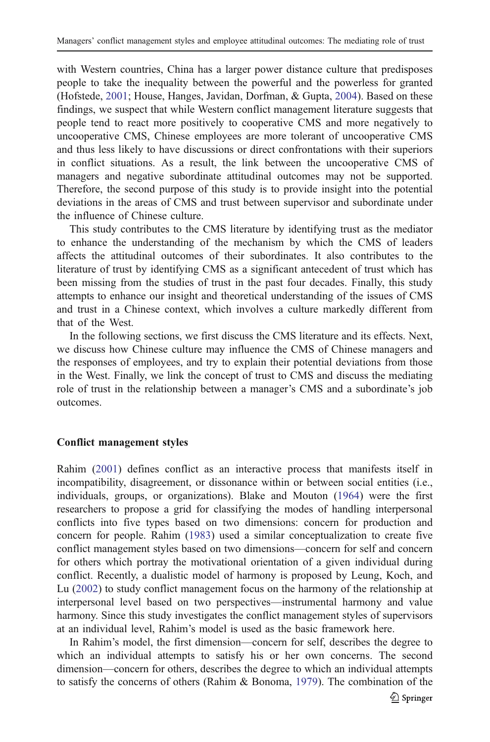with Western countries, China has a larger power distance culture that predisposes people to take the inequality between the powerful and the powerless for granted (Hofstede, 2001; House, Hanges, Javidan, Dorfman, & Gupta, 2004). Based on these findings, we suspect that while Western conflict management literature suggests that people tend to react more positively to cooperative CMS and more negatively to uncooperative CMS, Chinese employees are more tolerant of uncooperative CMS and thus less likely to have discussions or direct confrontations with their superiors in conflict situations. As a result, the link between the uncooperative CMS of managers and negative subordinate attitudinal outcomes may not be supported. Therefore, the second purpose of this study is to provide insight into the potential deviations in the areas of CMS and trust between supervisor and subordinate under the influence of Chinese culture.

This study contributes to the CMS literature by identifying trust as the mediator to enhance the understanding of the mechanism by which the CMS of leaders affects the attitudinal outcomes of their subordinates. It also contributes to the literature of trust by identifying CMS as a significant antecedent of trust which has been missing from the studies of trust in the past four decades. Finally, this study attempts to enhance our insight and theoretical understanding of the issues of CMS and trust in a Chinese context, which involves a culture markedly different from that of the West.

In the following sections, we first discuss the CMS literature and its effects. Next, we discuss how Chinese culture may influence the CMS of Chinese managers and the responses of employees, and try to explain their potential deviations from those in the West. Finally, we link the concept of trust to CMS and discuss the mediating role of trust in the relationship between a manager's CMS and a subordinate's job outcomes.

## Conflict management styles

Rahim (2001) defines conflict as an interactive process that manifests itself in incompatibility, disagreement, or dissonance within or between social entities (i.e., individuals, groups, or organizations). Blake and Mouton (1964) were the first researchers to propose a grid for classifying the modes of handling interpersonal conflicts into five types based on two dimensions: concern for production and concern for people. Rahim (1983) used a similar conceptualization to create five conflict management styles based on two dimensions—concern for self and concern for others which portray the motivational orientation of a given individual during conflict. Recently, a dualistic model of harmony is proposed by Leung, Koch, and Lu (2002) to study conflict management focus on the harmony of the relationship at interpersonal level based on two perspectives—instrumental harmony and value harmony. Since this study investigates the conflict management styles of supervisors at an individual level, Rahim's model is used as the basic framework here.

In Rahim's model, the first dimension—concern for self, describes the degree to which an individual attempts to satisfy his or her own concerns. The second dimension—concern for others, describes the degree to which an individual attempts to satisfy the concerns of others (Rahim & Bonoma, 1979). The combination of the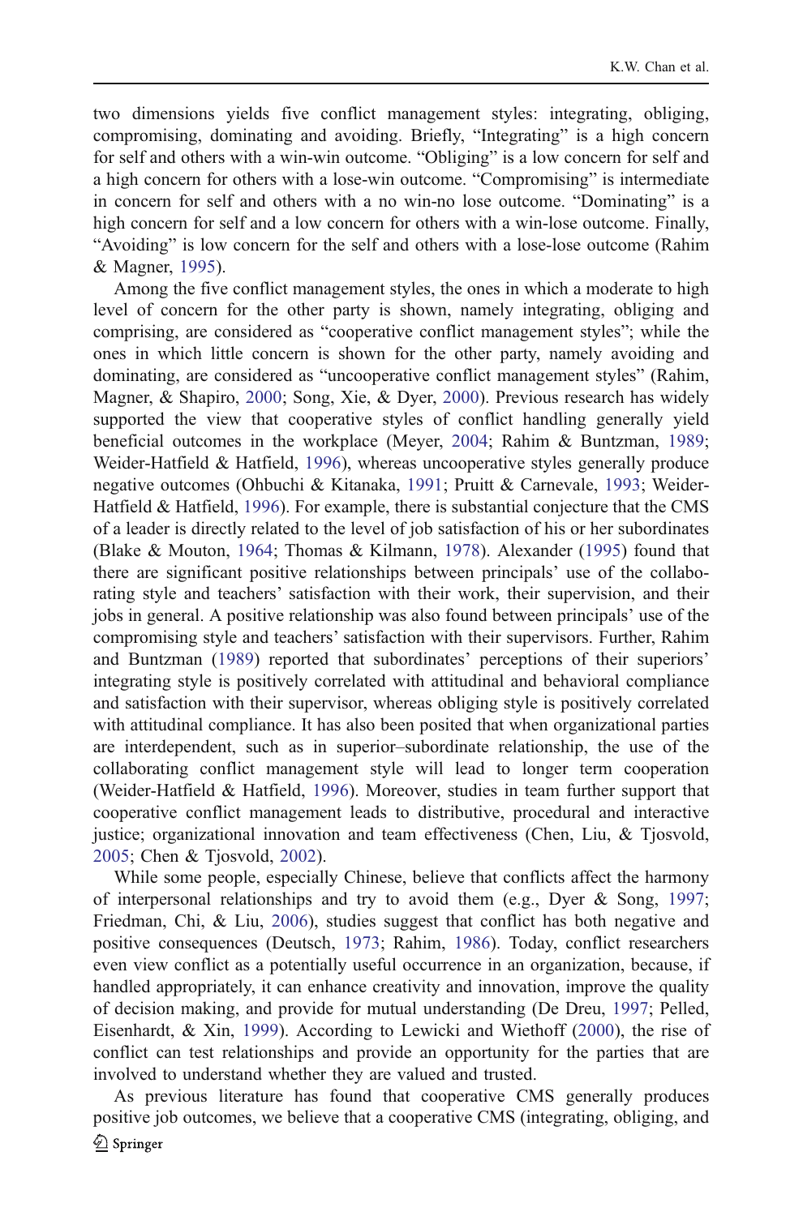two dimensions yields five conflict management styles: integrating, obliging, compromising, dominating and avoiding. Briefly, "Integrating" is a high concern for self and others with a win-win outcome. "Obliging" is a low concern for self and a high concern for others with a lose-win outcome. "Compromising" is intermediate in concern for self and others with a no win-no lose outcome. "Dominating" is a high concern for self and a low concern for others with a win-lose outcome. Finally, "Avoiding" is low concern for the self and others with a lose-lose outcome (Rahim & Magner, 1995).

Among the five conflict management styles, the ones in which a moderate to high level of concern for the other party is shown, namely integrating, obliging and comprising, are considered as "cooperative conflict management styles"; while the ones in which little concern is shown for the other party, namely avoiding and dominating, are considered as "uncooperative conflict management styles" (Rahim, Magner, & Shapiro, 2000; Song, Xie, & Dyer, 2000). Previous research has widely supported the view that cooperative styles of conflict handling generally yield beneficial outcomes in the workplace (Meyer, 2004; Rahim & Buntzman, 1989; Weider-Hatfield & Hatfield, 1996), whereas uncooperative styles generally produce negative outcomes (Ohbuchi & Kitanaka, 1991; Pruitt & Carnevale, 1993; Weider-Hatfield & Hatfield, 1996). For example, there is substantial conjecture that the CMS of a leader is directly related to the level of job satisfaction of his or her subordinates (Blake & Mouton, 1964; Thomas & Kilmann, 1978). Alexander (1995) found that there are significant positive relationships between principals' use of the collaborating style and teachers' satisfaction with their work, their supervision, and their jobs in general. A positive relationship was also found between principals' use of the compromising style and teachers' satisfaction with their supervisors. Further, Rahim and Buntzman (1989) reported that subordinates' perceptions of their superiors' integrating style is positively correlated with attitudinal and behavioral compliance and satisfaction with their supervisor, whereas obliging style is positively correlated with attitudinal compliance. It has also been posited that when organizational parties are interdependent, such as in superior–subordinate relationship, the use of the collaborating conflict management style will lead to longer term cooperation (Weider-Hatfield & Hatfield, 1996). Moreover, studies in team further support that cooperative conflict management leads to distributive, procedural and interactive justice; organizational innovation and team effectiveness (Chen, Liu, & Tjosvold, 2005; Chen & Tjosvold, 2002).

While some people, especially Chinese, believe that conflicts affect the harmony of interpersonal relationships and try to avoid them (e.g., Dyer & Song, 1997; Friedman, Chi, & Liu, 2006), studies suggest that conflict has both negative and positive consequences (Deutsch, 1973; Rahim, 1986). Today, conflict researchers even view conflict as a potentially useful occurrence in an organization, because, if handled appropriately, it can enhance creativity and innovation, improve the quality of decision making, and provide for mutual understanding (De Dreu, 1997; Pelled, Eisenhardt, & Xin, 1999). According to Lewicki and Wiethoff (2000), the rise of conflict can test relationships and provide an opportunity for the parties that are involved to understand whether they are valued and trusted.

As previous literature has found that cooperative CMS generally produces positive job outcomes, we believe that a cooperative CMS (integrating, obliging, and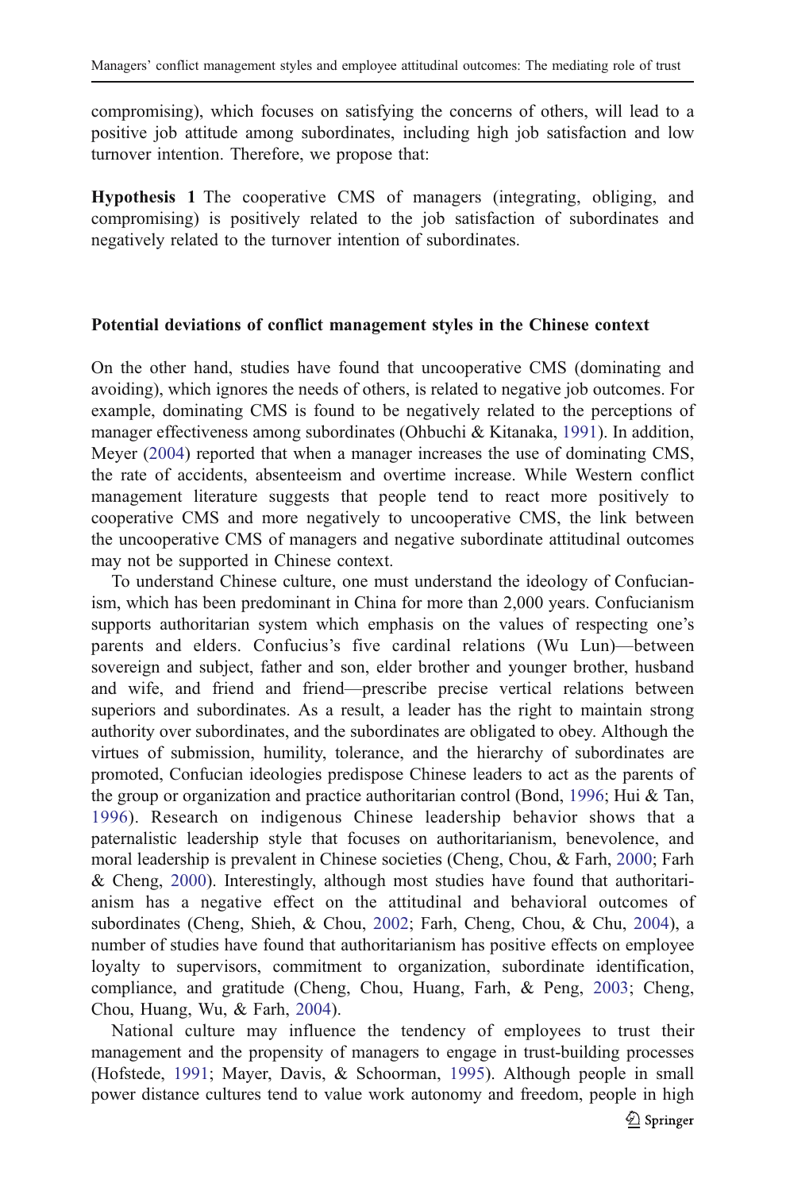compromising), which focuses on satisfying the concerns of others, will lead to a positive job attitude among subordinates, including high job satisfaction and low turnover intention. Therefore, we propose that:

**Hypothesis 1** The cooperative CMS of managers (integrating, obliging, and compromising) is positively related to the job satisfaction of subordinates and negatively related to the turnover intention of subordinates.

### Potential deviations of conflict management styles in the Chinese context

On the other hand, studies have found that uncooperative CMS (dominating and avoiding), which ignores the needs of others, is related to negative job outcomes. For example, dominating CMS is found to be negatively related to the perceptions of manager effectiveness among subordinates (Ohbuchi & Kitanaka, 1991). In addition, Meyer (2004) reported that when a manager increases the use of dominating CMS, the rate of accidents, absenteeism and overtime increase. While Western conflict management literature suggests that people tend to react more positively to cooperative CMS and more negatively to uncooperative CMS, the link between the uncooperative CMS of managers and negative subordinate attitudinal outcomes may not be supported in Chinese context.

To understand Chinese culture, one must understand the ideology of Confucianism, which has been predominant in China for more than 2,000 years. Confucianism supports authoritarian system which emphasis on the values of respecting one's parents and elders. Confucius's five cardinal relations (Wu Lun)—between sovereign and subject, father and son, elder brother and younger brother, husband and wife, and friend and friend—prescribe precise vertical relations between superiors and subordinates. As a result, a leader has the right to maintain strong authority over subordinates, and the subordinates are obligated to obey. Although the virtues of submission, humility, tolerance, and the hierarchy of subordinates are promoted, Confucian ideologies predispose Chinese leaders to act as the parents of the group or organization and practice authoritarian control (Bond, 1996; Hui & Tan, 1996). Research on indigenous Chinese leadership behavior shows that a paternalistic leadership style that focuses on authoritarianism, benevolence, and moral leadership is prevalent in Chinese societies (Cheng, Chou, & Farh, 2000; Farh & Cheng, 2000). Interestingly, although most studies have found that authoritarianism has a negative effect on the attitudinal and behavioral outcomes of subordinates (Cheng, Shieh, & Chou, 2002; Farh, Cheng, Chou, & Chu, 2004), a number of studies have found that authoritarianism has positive effects on employee loyalty to supervisors, commitment to organization, subordinate identification, compliance, and gratitude (Cheng, Chou, Huang, Farh, & Peng, 2003; Cheng, Chou, Huang, Wu, & Farh, 2004).

National culture may influence the tendency of employees to trust their management and the propensity of managers to engage in trust-building processes (Hofstede, 1991; Mayer, Davis, & Schoorman, 1995). Although people in small power distance cultures tend to value work autonomy and freedom, people in high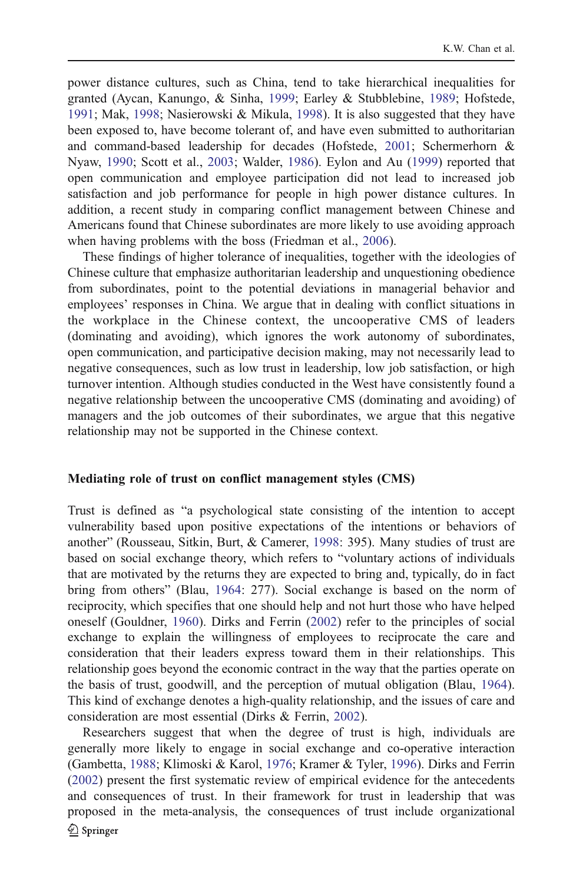power distance cultures, such as China, tend to take hierarchical inequalities for granted (Aycan, Kanungo, & Sinha, 1999; Earley & Stubblebine, 1989; Hofstede, 1991; Mak, 1998; Nasierowski & Mikula, 1998). It is also suggested that they have been exposed to, have become tolerant of, and have even submitted to authoritarian and command-based leadership for decades (Hofstede, 2001; Schermerhorn & Nyaw, 1990; Scott et al., 2003; Walder, 1986). Eylon and Au (1999) reported that open communication and employee participation did not lead to increased job satisfaction and job performance for people in high power distance cultures. In addition, a recent study in comparing conflict management between Chinese and Americans found that Chinese subordinates are more likely to use avoiding approach when having problems with the boss (Friedman et al., 2006).

These findings of higher tolerance of inequalities, together with the ideologies of Chinese culture that emphasize authoritarian leadership and unquestioning obedience from subordinates, point to the potential deviations in managerial behavior and employees' responses in China. We argue that in dealing with conflict situations in the workplace in the Chinese context, the uncooperative CMS of leaders (dominating and avoiding), which ignores the work autonomy of subordinates, open communication, and participative decision making, may not necessarily lead to negative consequences, such as low trust in leadership, low job satisfaction, or high turnover intention. Although studies conducted in the West have consistently found a negative relationship between the uncooperative CMS (dominating and avoiding) of managers and the job outcomes of their subordinates, we argue that this negative relationship may not be supported in the Chinese context.

## Mediating role of trust on conflict management styles (CMS)

Trust is defined as "a psychological state consisting of the intention to accept vulnerability based upon positive expectations of the intentions or behaviors of another" (Rousseau, Sitkin, Burt, & Camerer, 1998: 395). Many studies of trust are based on social exchange theory, which refers to "voluntary actions of individuals that are motivated by the returns they are expected to bring and, typically, do in fact bring from others" (Blau, 1964: 277). Social exchange is based on the norm of reciprocity, which specifies that one should help and not hurt those who have helped oneself (Gouldner, 1960). Dirks and Ferrin (2002) refer to the principles of social exchange to explain the willingness of employees to reciprocate the care and consideration that their leaders express toward them in their relationships. This relationship goes beyond the economic contract in the way that the parties operate on the basis of trust, goodwill, and the perception of mutual obligation (Blau, 1964). This kind of exchange denotes a high-quality relationship, and the issues of care and consideration are most essential (Dirks & Ferrin, 2002).

Researchers suggest that when the degree of trust is high, individuals are generally more likely to engage in social exchange and co-operative interaction (Gambetta, 1988; Klimoski & Karol, 1976; Kramer & Tyler, 1996). Dirks and Ferrin (2002) present the first systematic review of empirical evidence for the antecedents and consequences of trust. In their framework for trust in leadership that was proposed in the meta-analysis, the consequences of trust include organizational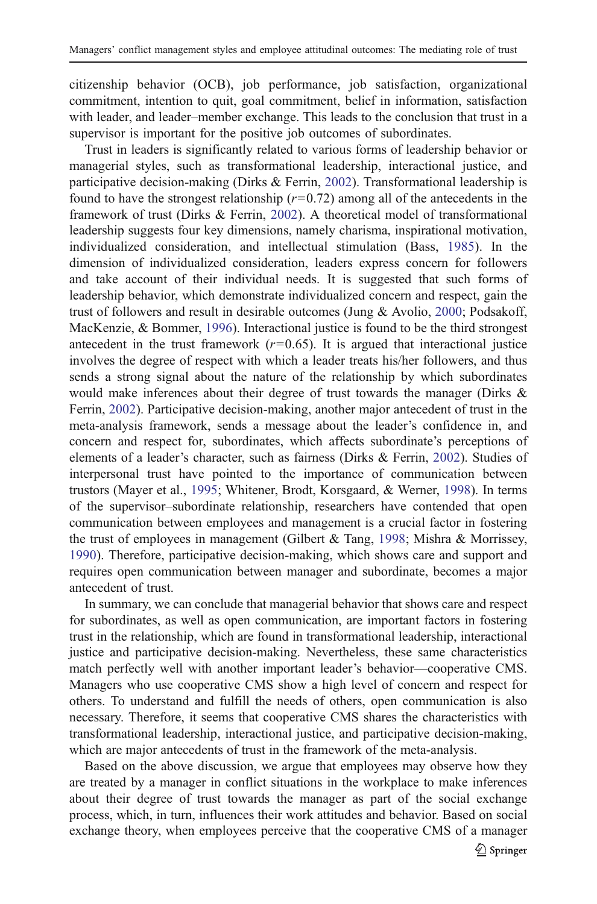citizenship behavior (OCB), job performance, job satisfaction, organizational commitment, intention to quit, goal commitment, belief in information, satisfaction with leader, and leader–member exchange. This leads to the conclusion that trust in a supervisor is important for the positive job outcomes of subordinates.

Trust in leaders is significantly related to various forms of leadership behavior or managerial styles, such as transformational leadership, interactional justice, and participative decision-making (Dirks & Ferrin, 2002). Transformational leadership is found to have the strongest relationship ($r=0.72$) among all of the antecedents in the framework of trust (Dirks & Ferrin, 2002). A theoretical model of transformational leadership suggests four key dimensions, namely charisma, inspirational motivation, individualized consideration, and intellectual stimulation (Bass, 1985). In the dimension of individualized consideration, leaders express concern for followers and take account of their individual needs. It is suggested that such forms of leadership behavior, which demonstrate individualized concern and respect, gain the trust of followers and result in desirable outcomes (Jung & Avolio, 2000; Podsakoff, MacKenzie, & Bommer, 1996). Interactional justice is found to be the third strongest antecedent in the trust framework ($r=0.65$). It is argued that interactional justice involves the degree of respect with which a leader treats his/her followers, and thus sends a strong signal about the nature of the relationship by which subordinates would make inferences about their degree of trust towards the manager (Dirks & Ferrin, 2002). Participative decision-making, another major antecedent of trust in the meta-analysis framework, sends a message about the leader's confidence in, and concern and respect for, subordinates, which affects subordinate's perceptions of elements of a leader's character, such as fairness (Dirks & Ferrin, 2002). Studies of interpersonal trust have pointed to the importance of communication between trustors (Mayer et al., 1995; Whitener, Brodt, Korsgaard, & Werner, 1998). In terms of the supervisor–subordinate relationship, researchers have contended that open communication between employees and management is a crucial factor in fostering the trust of employees in management (Gilbert & Tang, 1998; Mishra & Morrissey, 1990). Therefore, participative decision-making, which shows care and support and requires open communication between manager and subordinate, becomes a major antecedent of trust.

In summary, we can conclude that managerial behavior that shows care and respect for subordinates, as well as open communication, are important factors in fostering trust in the relationship, which are found in transformational leadership, interactional justice and participative decision-making. Nevertheless, these same characteristics match perfectly well with another important leader's behavior—cooperative CMS. Managers who use cooperative CMS show a high level of concern and respect for others. To understand and fulfill the needs of others, open communication is also necessary. Therefore, it seems that cooperative CMS shares the characteristics with transformational leadership, interactional justice, and participative decision-making, which are major antecedents of trust in the framework of the meta-analysis.

Based on the above discussion, we argue that employees may observe how they are treated by a manager in conflict situations in the workplace to make inferences about their degree of trust towards the manager as part of the social exchange process, which, in turn, influences their work attitudes and behavior. Based on social exchange theory, when employees perceive that the cooperative CMS of a manager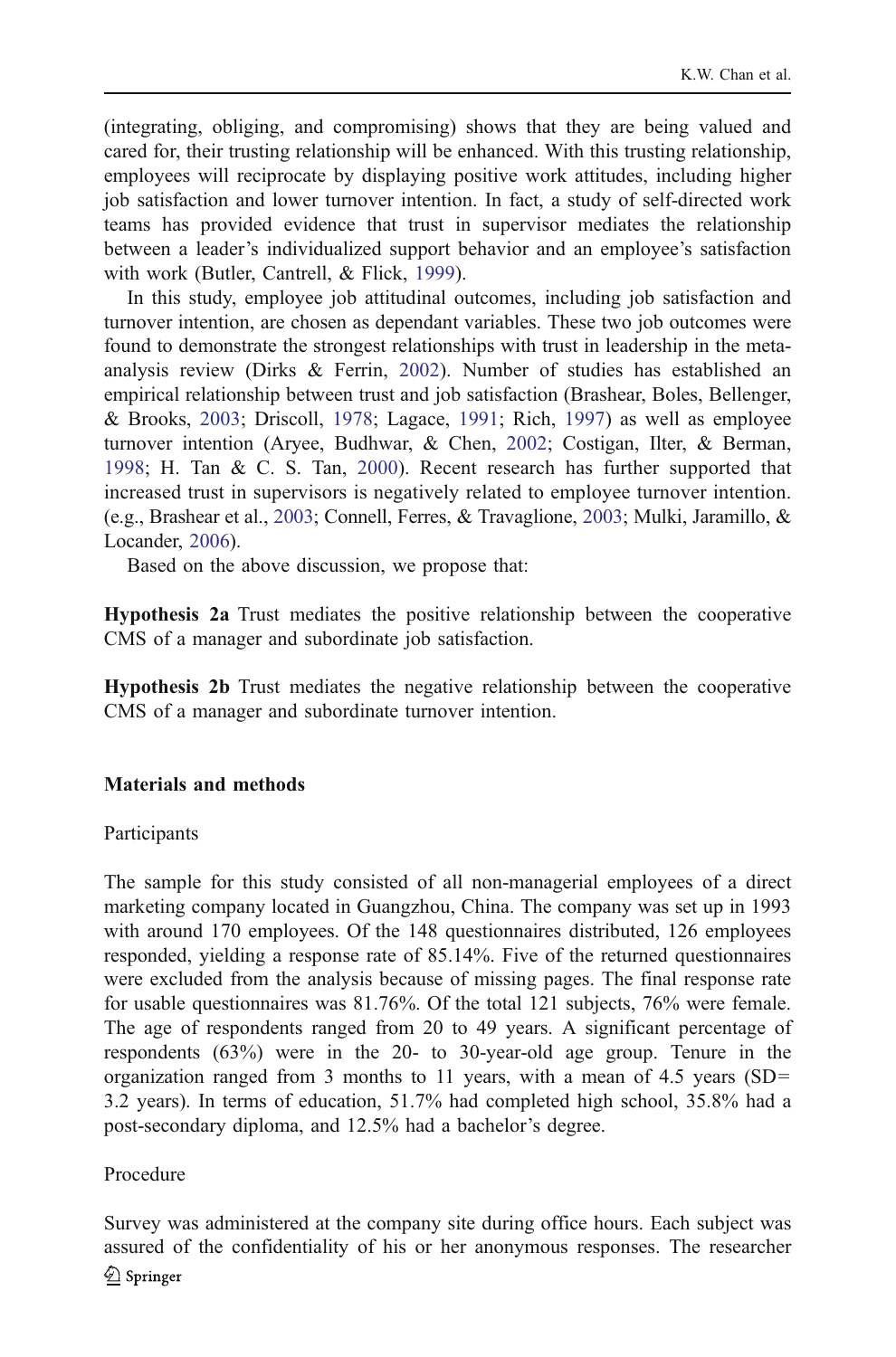(integrating, obliging, and compromising) shows that they are being valued and cared for, their trusting relationship will be enhanced. With this trusting relationship, employees will reciprocate by displaying positive work attitudes, including higher job satisfaction and lower turnover intention. In fact, a study of self-directed work teams has provided evidence that trust in supervisor mediates the relationship between a leader's individualized support behavior and an employee's satisfaction with work (Butler, Cantrell, & Flick, 1999).

In this study, employee job attitudinal outcomes, including job satisfaction and turnover intention, are chosen as dependant variables. These two job outcomes were found to demonstrate the strongest relationships with trust in leadership in the meta-analysis review (Dirks & Ferrin, 2002). Number of studies has established an empirical relationship between trust and job satisfaction (Brashear, Boles, Bellenger, & Brooks, 2003; Driscoll, 1978; Lagace, 1991; Rich, 1997) as well as employee turnover intention (Aryee, Budhwar, & Chen, 2002; Costigan, Ilter, & Berman, 1998; H. Tan & C. S. Tan, 2000). Recent research has further supported that increased trust in supervisors is negatively related to employee turnover intention. (e.g., Brashear et al., 2003; Connell, Ferres, & Travaglione, 2003; Mulki, Jaramillo, & Locander, 2006).

Based on the above discussion, we propose that:

**Hypothesis 2a** Trust mediates the positive relationship between the cooperative CMS of a manager and subordinate job satisfaction.

**Hypothesis 2b** Trust mediates the negative relationship between the cooperative CMS of a manager and subordinate turnover intention.

## Materials and methods

### Participants

The sample for this study consisted of all non-managerial employees of a direct marketing company located in Guangzhou, China. The company was set up in 1993 with around 170 employees. Of the 148 questionnaires distributed, 126 employees responded, yielding a response rate of 85.14%. Five of the returned questionnaires were excluded from the analysis because of missing pages. The final response rate for usable questionnaires was 81.76%. Of the total 121 subjects, 76% were female. The age of respondents ranged from 20 to 49 years. A significant percentage of respondents (63%) were in the 20- to 30-year-old age group. Tenure in the organization ranged from 3 months to 11 years, with a mean of 4.5 years (SD= 3.2 years). In terms of education, 51.7% had completed high school, 35.8% had a post-secondary diploma, and 12.5% had a bachelor's degree.

### Procedure

Survey was administered at the company site during office hours. Each subject was assured of the confidentiality of his or her anonymous responses. The researcher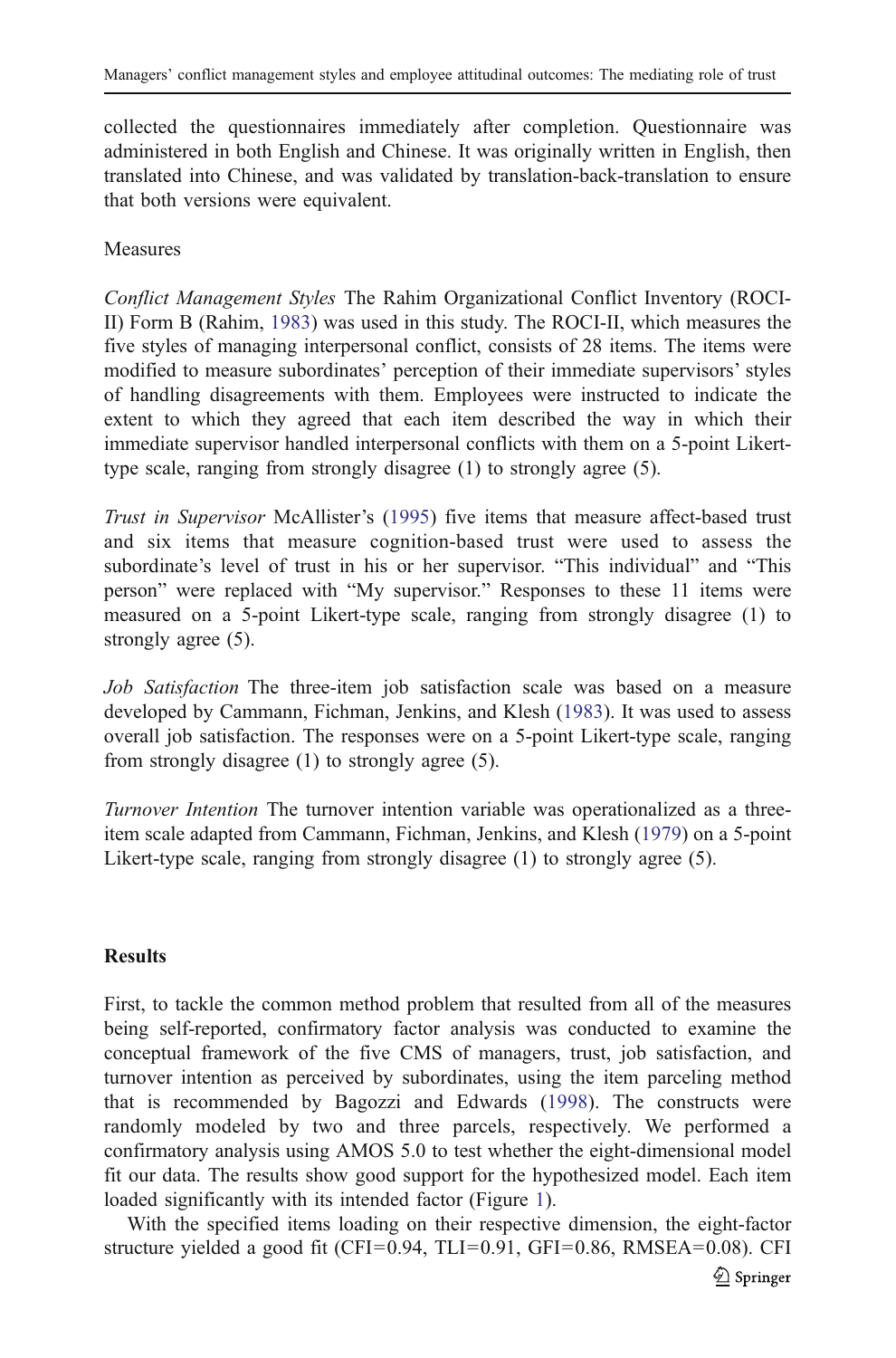collected the questionnaires immediately after completion. Questionnaire was administered in both English and Chinese. It was originally written in English, then translated into Chinese, and was validated by translation-back-translation to ensure that both versions were equivalent.

Measures

*Conflict Management Styles* The Rahim Organizational Conflict Inventory (ROCI-II) Form B (Rahim, 1983) was used in this study. The ROCI-II, which measures the five styles of managing interpersonal conflict, consists of 28 items. The items were modified to measure subordinates' perception of their immediate supervisors' styles of handling disagreements with them. Employees were instructed to indicate the extent to which they agreed that each item described the way in which their immediate supervisor handled interpersonal conflicts with them on a 5-point Likert-type scale, ranging from strongly disagree (1) to strongly agree (5).

*Trust in Supervisor* McAllister's (1995) five items that measure affect-based trust and six items that measure cognition-based trust were used to assess the subordinate's level of trust in his or her supervisor. "This individual" and "This person" were replaced with "My supervisor." Responses to these 11 items were measured on a 5-point Likert-type scale, ranging from strongly disagree (1) to strongly agree (5).

*Job Satisfaction* The three-item job satisfaction scale was based on a measure developed by Cammann, Fichman, Jenkins, and Klesh (1983). It was used to assess overall job satisfaction. The responses were on a 5-point Likert-type scale, ranging from strongly disagree (1) to strongly agree (5).

*Turnover Intention* The turnover intention variable was operationalized as a three-item scale adapted from Cammann, Fichman, Jenkins, and Klesh (1979) on a 5-point Likert-type scale, ranging from strongly disagree (1) to strongly agree (5).

## Results

First, to tackle the common method problem that resulted from all of the measures being self-reported, confirmatory factor analysis was conducted to examine the conceptual framework of the five CMS of managers, trust, job satisfaction, and turnover intention as perceived by subordinates, using the item parceling method that is recommended by Bagozzi and Edwards (1998). The constructs were randomly modeled by two and three parcels, respectively. We performed a confirmatory analysis using AMOS 5.0 to test whether the eight-dimensional model fit our data. The results show good support for the hypothesized model. Each item loaded significantly with its intended factor (Figure 1).

With the specified items loading on their respective dimension, the eight-factor structure yielded a good fit (CFI=0.94, TLI=0.91, GFI=0.86, RMSEA=0.08). CFI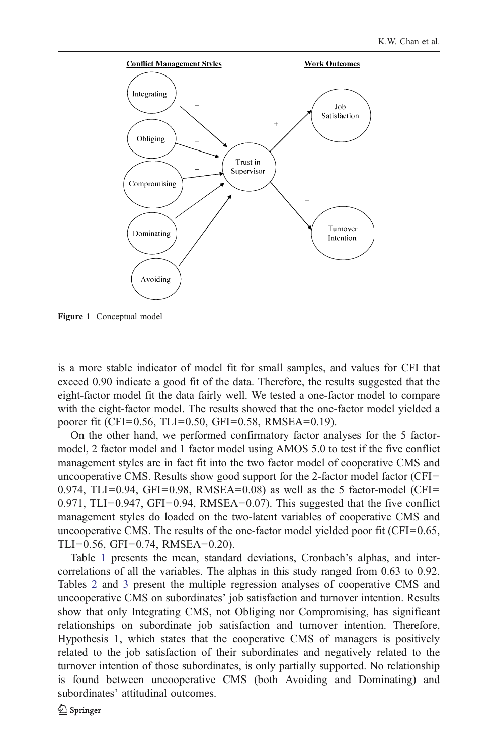Figure 1 Conceptual model

is a more stable indicator of model fit for small samples, and values for CFI that exceed 0.90 indicate a good fit of the data. Therefore, the results suggested that the eight-factor model fit the data fairly well. We tested a one-factor model to compare with the eight-factor model. The results showed that the one-factor model yielded a poorer fit (CFI=0.56, TLI=0.50, GFI=0.58, RMSEA=0.19).

On the other hand, we performed confirmatory factor analyses for the 5 factor-model, 2 factor model and 1 factor model using AMOS 5.0 to test if the five conflict management styles are in fact fit into the two factor model of cooperative CMS and uncooperative CMS. Results show good support for the 2-factor model factor (CFI= 0.974, TLI=0.94, GFI=0.98, RMSEA=0.08) as well as the 5 factor-model (CFI= 0.971, TLI=0.947, GFI=0.94, RMSEA=0.07). This suggested that the five conflict management styles do loaded on the two-latent variables of cooperative CMS and uncooperative CMS. The results of the one-factor model yielded poor fit (CFI=0.65, TLI=0.56, GFI=0.74, RMSEA=0.20).

Table 1 presents the mean, standard deviations, Cronbach's alphas, and inter-correlations of all the variables. The alphas in this study ranged from 0.63 to 0.92. Tables 2 and 3 present the multiple regression analyses of cooperative CMS and uncooperative CMS on subordinates' job satisfaction and turnover intention. Results show that only Integrating CMS, not Obliging nor Compromising, has significant relationships on subordinate job satisfaction and turnover intention. Therefore, Hypothesis 1, which states that the cooperative CMS of managers is positively related to the job satisfaction of their subordinates and negatively related to the turnover intention of those subordinates, is only partially supported. No relationship is found between uncooperative CMS (both Avoiding and Dominating) and subordinates' attitudinal outcomes.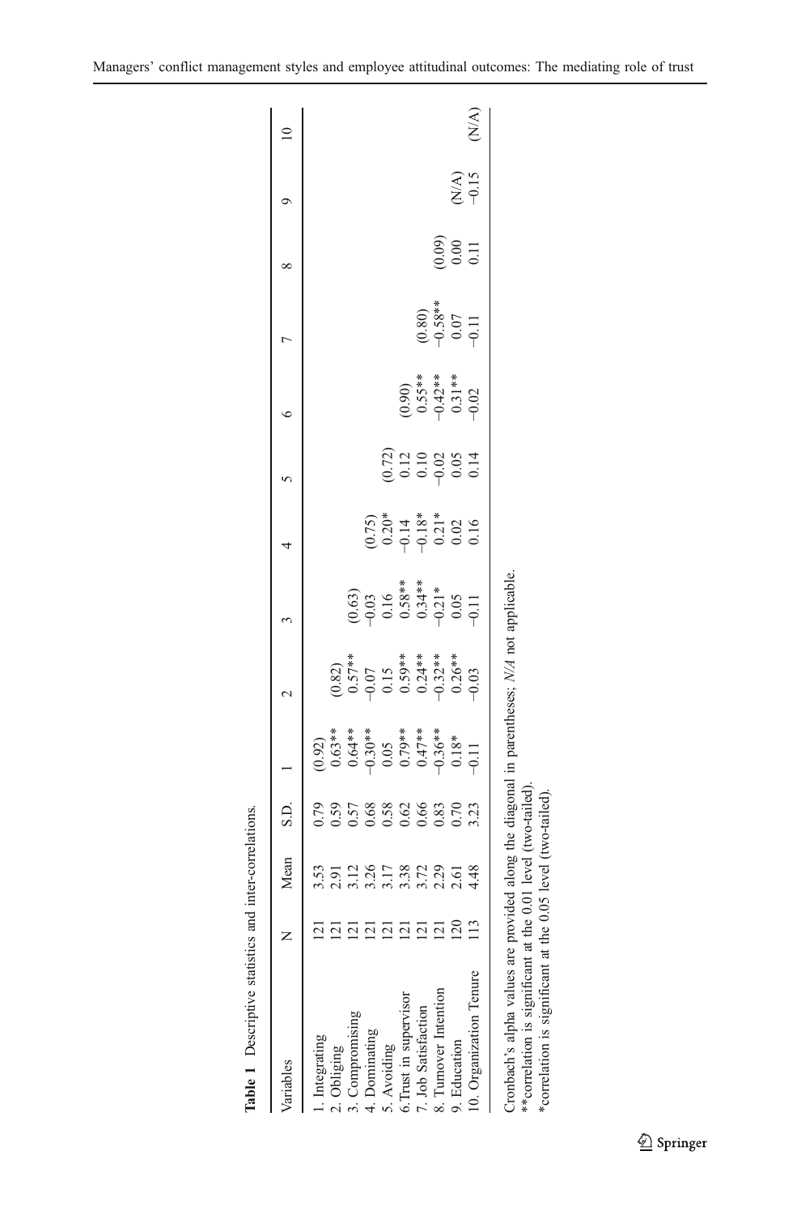**Table 1** Descriptive statistics and inter-correlations.

| Variables | N | Mean | S.D. | 1 | 2 | 3 | 4 | 5 | 6 | 7 | 8 | 9 | 10 |
|---|---|---|---|---|---|---|---|---|---|---|---|---|---|
| 1. Integrating | 121 | 3.53 | 0.79 | (0.92) | | | | | | | | | |
| 2. Obliging | 121 | 2.91 | 0.59 | 0.63** | (0.82) | | | | | | | | |
| 3. Compromising | 121 | 3.12 | 0.57 | 0.64** | 0.57** | (0.63) | | | | | | | |
| 4. Dominating | 121 | 3.26 | 0.68 | −0.30** | −0.07 | −0.03 | (0.75) | | | | | | |
| 5. Avoiding | 121 | 3.17 | 0.58 | 0.05 | 0.15 | 0.16 | 0.20* | (0.72) | | | | | |
| 6.Trust in supervisor | 121 | 3.38 | 0.62 | 0.79** | 0.59** | 0.58** | −0.14 | 0.12 | (0.90) | | | | |
| 7. Job Satisfaction | 121 | 3.72 | 0.66 | 0.47** | 0.24** | 0.34** | −0.18* | 0.10 | 0.55** | (0.80) | | | |
| 8. Turnover Intention | 121 | 2.29 | 0.83 | −0.36** | −0.32** | −0.21* | 0.21* | −0.02 | −0.42** | −0.58** | (0.09) | | |
| 9. Education | 120 | 2.61 | 0.70 | 0.18* | 0.26** | 0.05 | 0.02 | 0.05 | 0.31** | 0.07 | 0.00 | (N/A) | |
| 10. Organization Tenure | 113 | 4.48 | 3.23 | −0.11 | −0.03 | −0.11 | 0.16 | 0.14 | −0.02 | −0.11 | 0.11 | −0.15 | (N/A) |

Cronbach's alpha values are provided along the diagonal in parentheses; *N/A* not applicable.

**correlation is significant at the 0.01 level (two-tailed).

*correlation is significant at the 0.05 level (two-tailed).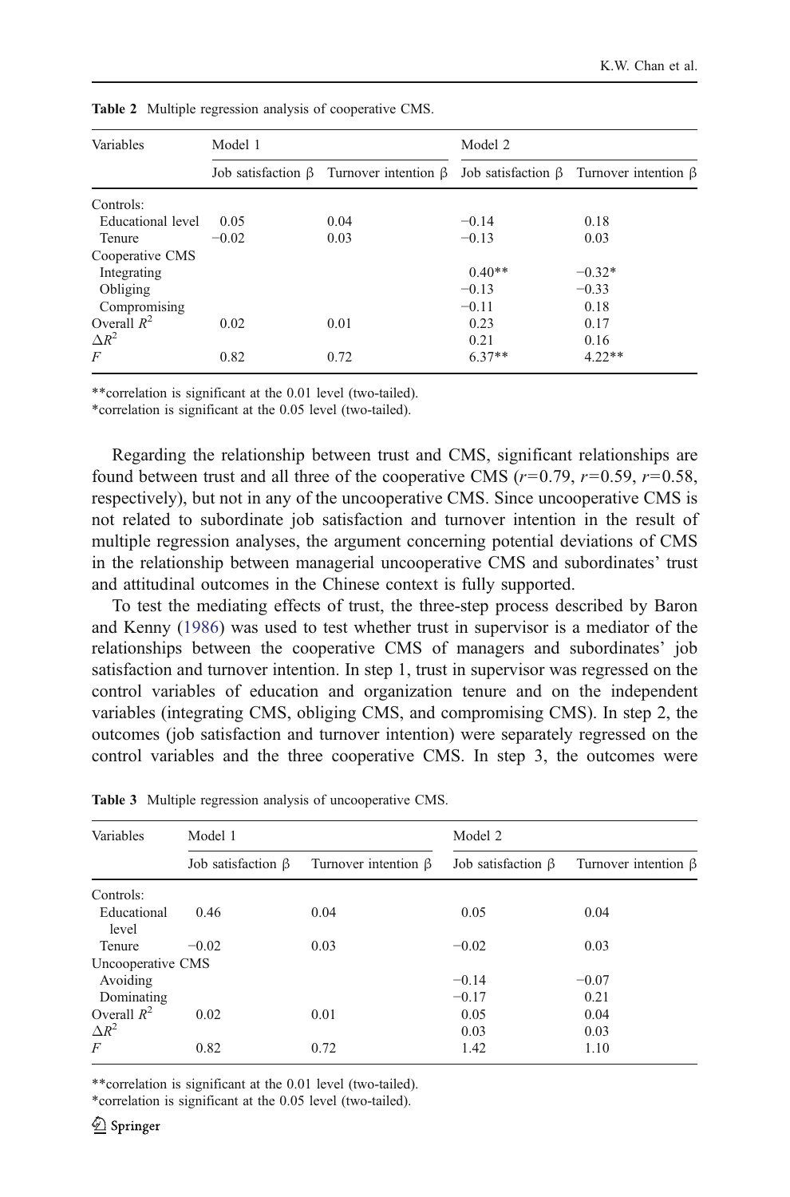**Table 2** Multiple regression analysis of cooperative CMS.

| Variables | Model 1 | | Model 2 | |
|---|---|---|---|---|
| | Job satisfaction β | Turnover intention β | Job satisfaction β | Turnover intention β |
| Controls: | | | | |
| Educational level | 0.05 | 0.04 | −0.14 | 0.18 |
| Tenure | −0.02 | 0.03 | −0.13 | 0.03 |
| Cooperative CMS | | | | |
| Integrating | | | 0.40** | −0.32* |
| Obliging | | | −0.13 | −0.33 |
| Compromising | | | −0.11 | 0.18 |
| Overall $R^2$ | 0.02 | 0.01 | 0.23 | 0.17 |
| $\Delta R^2$ | | | 0.21 | 0.16 |
| $F$ | 0.82 | 0.72 | 6.37** | 4.22** |

**correlation is significant at the 0.01 level (two-tailed).

*correlation is significant at the 0.05 level (two-tailed).

Regarding the relationship between trust and CMS, significant relationships are found between trust and all three of the cooperative CMS ($r$=0.79, $r$=0.59, $r$=0.58, respectively), but not in any of the uncooperative CMS. Since uncooperative CMS is not related to subordinate job satisfaction and turnover intention in the result of multiple regression analyses, the argument concerning potential deviations of CMS in the relationship between managerial uncooperative CMS and subordinates' trust and attitudinal outcomes in the Chinese context is fully supported.

To test the mediating effects of trust, the three-step process described by Baron and Kenny (1986) was used to test whether trust in supervisor is a mediator of the relationships between the cooperative CMS of managers and subordinates' job satisfaction and turnover intention. In step 1, trust in supervisor was regressed on the control variables of education and organization tenure and on the independent variables (integrating CMS, obliging CMS, and compromising CMS). In step 2, the outcomes (job satisfaction and turnover intention) were separately regressed on the control variables and the three cooperative CMS. In step 3, the outcomes were

**Table 3** Multiple regression analysis of uncooperative CMS.

| Variables | Model 1 | | Model 2 | |
|---|---|---|---|---|
| | Job satisfaction β | Turnover intention β | Job satisfaction β | Turnover intention β |
| Controls: | | | | |
| Educational level | 0.46 | 0.04 | 0.05 | 0.04 |
| Tenure | −0.02 | 0.03 | −0.02 | 0.03 |
| Uncooperative CMS | | | | |
| Avoiding | | | −0.14 | −0.07 |
| Dominating | | | −0.17 | 0.21 |
| Overall $R^2$ | 0.02 | 0.01 | 0.05 | 0.04 |
| $\Delta R^2$ | | | 0.03 | 0.03 |
| $F$ | 0.82 | 0.72 | 1.42 | 1.10 |

**correlation is significant at the 0.01 level (two-tailed).

*correlation is significant at the 0.05 level (two-tailed).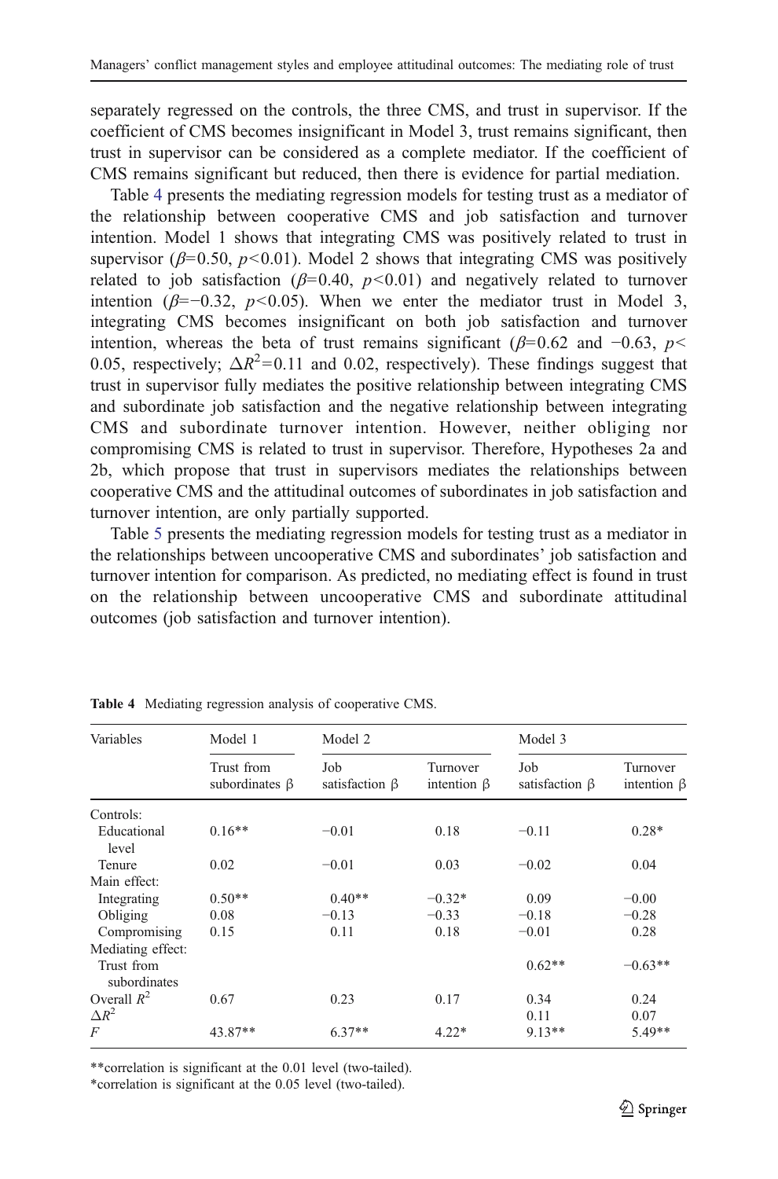separately regressed on the controls, the three CMS, and trust in supervisor. If the coefficient of CMS becomes insignificant in Model 3, trust remains significant, then trust in supervisor can be considered as a complete mediator. If the coefficient of CMS remains significant but reduced, then there is evidence for partial mediation.

Table 4 presents the mediating regression models for testing trust as a mediator of the relationship between cooperative CMS and job satisfaction and turnover intention. Model 1 shows that integrating CMS was positively related to trust in supervisor ($\beta$=0.50, $p$<0.01). Model 2 shows that integrating CMS was positively related to job satisfaction ($\beta$=0.40, $p$<0.01) and negatively related to turnover intention ($\beta$=−0.32, $p$<0.05). When we enter the mediator trust in Model 3, integrating CMS becomes insignificant on both job satisfaction and turnover intention, whereas the beta of trust remains significant ($\beta$=0.62 and −0.63, $p$< 0.05, respectively; $\Delta R^2$=0.11 and 0.02, respectively). These findings suggest that trust in supervisor fully mediates the positive relationship between integrating CMS and subordinate job satisfaction and the negative relationship between integrating CMS and subordinate turnover intention. However, neither obliging nor compromising CMS is related to trust in supervisor. Therefore, Hypotheses 2a and 2b, which propose that trust in supervisors mediates the relationships between cooperative CMS and the attitudinal outcomes of subordinates in job satisfaction and turnover intention, are only partially supported.

Table 5 presents the mediating regression models for testing trust as a mediator in the relationships between uncooperative CMS and subordinates' job satisfaction and turnover intention for comparison. As predicted, no mediating effect is found in trust on the relationship between uncooperative CMS and subordinate attitudinal outcomes (job satisfaction and turnover intention).

**Table 4** Mediating regression analysis of cooperative CMS.

| Variables | Model 1 | Model 2 | | Model 3 | |
|---|---|---|---|---|---|
| | Trust from subordinates β | Job satisfaction β | Turnover intention β | Job satisfaction β | Turnover intention β |
| Controls: | | | | | |
| Educational level | 0.16** | −0.01 | 0.18 | −0.11 | 0.28* |
| Tenure | 0.02 | −0.01 | 0.03 | −0.02 | 0.04 |
| Main effect: | | | | | |
| Integrating | 0.50** | 0.40** | −0.32* | 0.09 | −0.00 |
| Obliging | 0.08 | −0.13 | −0.33 | −0.18 | −0.28 |
| Compromising | 0.15 | 0.11 | 0.18 | −0.01 | 0.28 |
| Mediating effect: | | | | | |
| Trust from subordinates | | | | 0.62** | −0.63** |
| Overall $R^2$ | 0.67 | 0.23 | 0.17 | 0.34 | 0.24 |
| $\Delta R^2$ | | | | 0.11 | 0.07 |
| $F$ | 43.87** | 6.37** | 4.22* | 9.13** | 5.49** |

**correlation is significant at the 0.01 level (two-tailed).

*correlation is significant at the 0.05 level (two-tailed).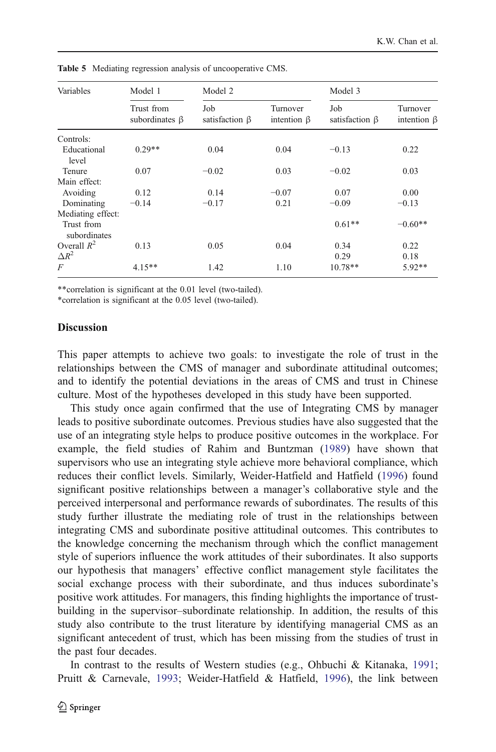**Table 5** Mediating regression analysis of uncooperative CMS.

| Variables | Model 1 | Model 2 | | Model 3 | |
|---|---|---|---|---|---|
| | Trust from subordinates β | Job satisfaction β | Turnover intention β | Job satisfaction β | Turnover intention β |
| Controls: | | | | | |
| Educational level | 0.29** | 0.04 | 0.04 | −0.13 | 0.22 |
| Tenure | 0.07 | −0.02 | 0.03 | −0.02 | 0.03 |
| Main effect: | | | | | |
| Avoiding | 0.12 | 0.14 | −0.07 | 0.07 | 0.00 |
| Dominating | −0.14 | −0.17 | 0.21 | −0.09 | −0.13 |
| Mediating effect: | | | | | |
| Trust from subordinates | | | | 0.61** | −0.60** |
| Overall $R^2$ | 0.13 | 0.05 | 0.04 | 0.34 | 0.22 |
| $\Delta R^2$ | | | | 0.29 | 0.18 |
| $F$ | 4.15** | 1.42 | 1.10 | 10.78** | 5.92** |

**correlation is significant at the 0.01 level (two-tailed).
*correlation is significant at the 0.05 level (two-tailed).

## Discussion

This paper attempts to achieve two goals: to investigate the role of trust in the relationships between the CMS of manager and subordinate attitudinal outcomes; and to identify the potential deviations in the areas of CMS and trust in Chinese culture. Most of the hypotheses developed in this study have been supported.

This study once again confirmed that the use of Integrating CMS by manager leads to positive subordinate outcomes. Previous studies have also suggested that the use of an integrating style helps to produce positive outcomes in the workplace. For example, the field studies of Rahim and Buntzman (1989) have shown that supervisors who use an integrating style achieve more behavioral compliance, which reduces their conflict levels. Similarly, Weider-Hatfield and Hatfield (1996) found significant positive relationships between a manager's collaborative style and the perceived interpersonal and performance rewards of subordinates. The results of this study further illustrate the mediating role of trust in the relationships between integrating CMS and subordinate positive attitudinal outcomes. This contributes to the knowledge concerning the mechanism through which the conflict management style of superiors influence the work attitudes of their subordinates. It also supports our hypothesis that managers' effective conflict management style facilitates the social exchange process with their subordinate, and thus induces subordinate's positive work attitudes. For managers, this finding highlights the importance of trust-building in the supervisor–subordinate relationship. In addition, the results of this study also contribute to the trust literature by identifying managerial CMS as an significant antecedent of trust, which has been missing from the studies of trust in the past four decades.

In contrast to the results of Western studies (e.g., Ohbuchi & Kitanaka, 1991; Pruitt & Carnevale, 1993; Weider-Hatfield & Hatfield, 1996), the link between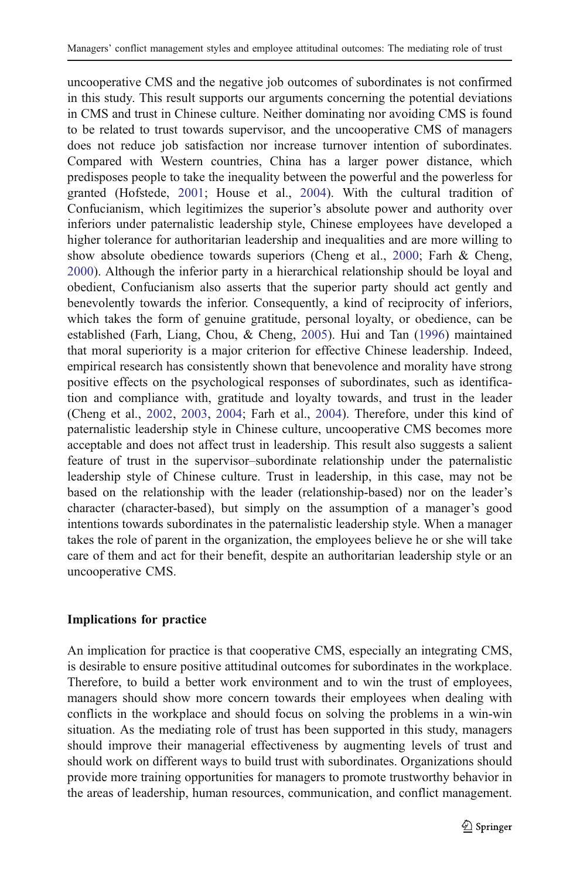uncooperative CMS and the negative job outcomes of subordinates is not confirmed in this study. This result supports our arguments concerning the potential deviations in CMS and trust in Chinese culture. Neither dominating nor avoiding CMS is found to be related to trust towards supervisor, and the uncooperative CMS of managers does not reduce job satisfaction nor increase turnover intention of subordinates. Compared with Western countries, China has a larger power distance, which predisposes people to take the inequality between the powerful and the powerless for granted (Hofstede, 2001; House et al., 2004). With the cultural tradition of Confucianism, which legitimizes the superior's absolute power and authority over inferiors under paternalistic leadership style, Chinese employees have developed a higher tolerance for authoritarian leadership and inequalities and are more willing to show absolute obedience towards superiors (Cheng et al., 2000; Farh & Cheng, 2000). Although the inferior party in a hierarchical relationship should be loyal and obedient, Confucianism also asserts that the superior party should act gently and benevolently towards the inferior. Consequently, a kind of reciprocity of inferiors, which takes the form of genuine gratitude, personal loyalty, or obedience, can be established (Farh, Liang, Chou, & Cheng, 2005). Hui and Tan (1996) maintained that moral superiority is a major criterion for effective Chinese leadership. Indeed, empirical research has consistently shown that benevolence and morality have strong positive effects on the psychological responses of subordinates, such as identification and compliance with, gratitude and loyalty towards, and trust in the leader (Cheng et al., 2002, 2003, 2004; Farh et al., 2004). Therefore, under this kind of paternalistic leadership style in Chinese culture, uncooperative CMS becomes more acceptable and does not affect trust in leadership. This result also suggests a salient feature of trust in the supervisor–subordinate relationship under the paternalistic leadership style of Chinese culture. Trust in leadership, in this case, may not be based on the relationship with the leader (relationship-based) nor on the leader's character (character-based), but simply on the assumption of a manager's good intentions towards subordinates in the paternalistic leadership style. When a manager takes the role of parent in the organization, the employees believe he or she will take care of them and act for their benefit, despite an authoritarian leadership style or an uncooperative CMS.

## Implications for practice

An implication for practice is that cooperative CMS, especially an integrating CMS, is desirable to ensure positive attitudinal outcomes for subordinates in the workplace. Therefore, to build a better work environment and to win the trust of employees, managers should show more concern towards their employees when dealing with conflicts in the workplace and should focus on solving the problems in a win-win situation. As the mediating role of trust has been supported in this study, managers should improve their managerial effectiveness by augmenting levels of trust and should work on different ways to build trust with subordinates. Organizations should provide more training opportunities for managers to promote trustworthy behavior in the areas of leadership, human resources, communication, and conflict management.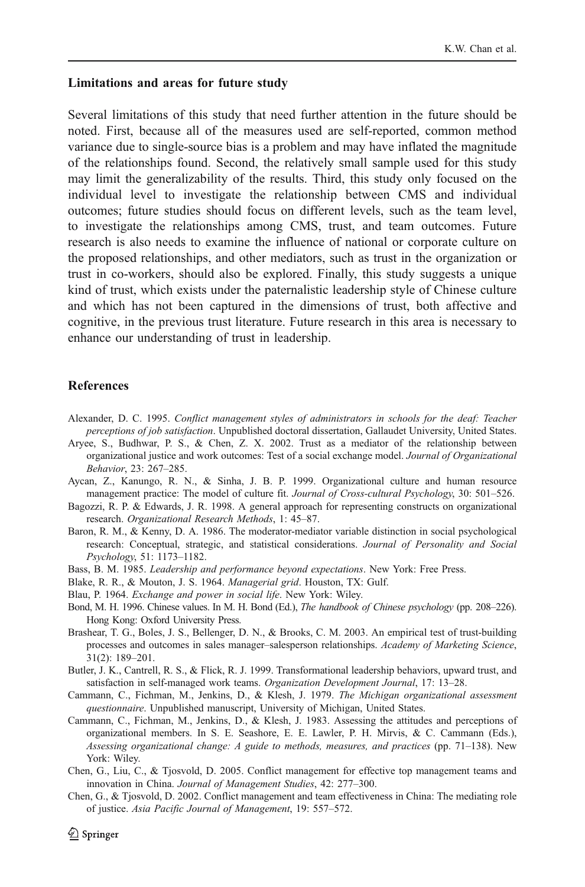### Limitations and areas for future study

Several limitations of this study that need further attention in the future should be noted. First, because all of the measures used are self-reported, common method variance due to single-source bias is a problem and may have inflated the magnitude of the relationships found. Second, the relatively small sample used for this study may limit the generalizability of the results. Third, this study only focused on the individual level to investigate the relationship between CMS and individual outcomes; future studies should focus on different levels, such as the team level, to investigate the relationships among CMS, trust, and team outcomes. Future research is also needs to examine the influence of national or corporate culture on the proposed relationships, and other mediators, such as trust in the organization or trust in co-workers, should also be explored. Finally, this study suggests a unique kind of trust, which exists under the paternalistic leadership style of Chinese culture and which has not been captured in the dimensions of trust, both affective and cognitive, in the previous trust literature. Future research in this area is necessary to enhance our understanding of trust in leadership.

### References

Alexander, D. C. 1995. *Conflict management styles of administrators in schools for the deaf: Teacher perceptions of job satisfaction*. Unpublished doctoral dissertation, Gallaudet University, United States.

Aryee, S., Budhwar, P. S., & Chen, Z. X. 2002. Trust as a mediator of the relationship between organizational justice and work outcomes: Test of a social exchange model. *Journal of Organizational Behavior*, 23: 267–285.

Aycan, Z., Kanungo, R. N., & Sinha, J. B. P. 1999. Organizational culture and human resource management practice: The model of culture fit. *Journal of Cross-cultural Psychology*, 30: 501–526.

Bagozzi, R. P. & Edwards, J. R. 1998. A general approach for representing constructs on organizational research. *Organizational Research Methods*, 1: 45–87.

Baron, R. M., & Kenny, D. A. 1986. The moderator-mediator variable distinction in social psychological research: Conceptual, strategic, and statistical considerations. *Journal of Personality and Social Psychology*, 51: 1173–1182.

Bass, B. M. 1985. *Leadership and performance beyond expectations*. New York: Free Press.

Blake, R. R., & Mouton, J. S. 1964. *Managerial grid*. Houston, TX: Gulf.

Blau, P. 1964. *Exchange and power in social life*. New York: Wiley.

Bond, M. H. 1996. Chinese values. In M. H. Bond (Ed.), *The handbook of Chinese psychology* (pp. 208–226). Hong Kong: Oxford University Press.

Brashear, T. G., Boles, J. S., Bellenger, D. N., & Brooks, C. M. 2003. An empirical test of trust-building processes and outcomes in sales manager–salesperson relationships. *Academy of Marketing Science*, 31(2): 189–201.

Butler, J. K., Cantrell, R. S., & Flick, R. J. 1999. Transformational leadership behaviors, upward trust, and satisfaction in self-managed work teams. *Organization Development Journal*, 17: 13–28.

Cammann, C., Fichman, M., Jenkins, D., & Klesh, J. 1979. *The Michigan organizational assessment questionnaire*. Unpublished manuscript, University of Michigan, United States.

Cammann, C., Fichman, M., Jenkins, D., & Klesh, J. 1983. Assessing the attitudes and perceptions of organizational members. In S. E. Seashore, E. E. Lawler, P. H. Mirvis, & C. Cammann (Eds.), *Assessing organizational change: A guide to methods, measures, and practices* (pp. 71–138). New York: Wiley.

Chen, G., Liu, C., & Tjosvold, D. 2005. Conflict management for effective top management teams and innovation in China. *Journal of Management Studies*, 42: 277–300.

Chen, G., & Tjosvold, D. 2002. Conflict management and team effectiveness in China: The mediating role of justice. *Asia Pacific Journal of Management*, 19: 557–572.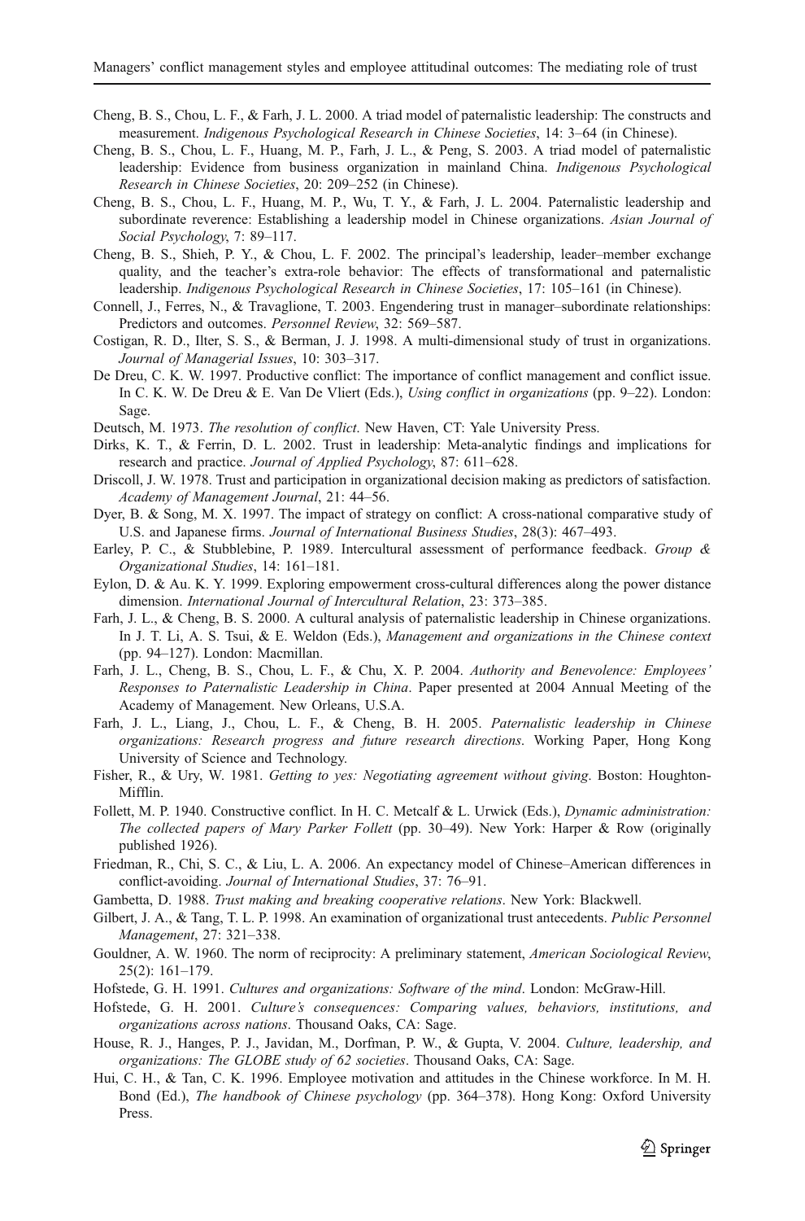Cheng, B. S., Chou, L. F., & Farh, J. L. 2000. A triad model of paternalistic leadership: The constructs and measurement. *Indigenous Psychological Research in Chinese Societies*, 14: 3–64 (in Chinese).

Cheng, B. S., Chou, L. F., Huang, M. P., Farh, J. L., & Peng, S. 2003. A triad model of paternalistic leadership: Evidence from business organization in mainland China. *Indigenous Psychological Research in Chinese Societies*, 20: 209–252 (in Chinese).

Cheng, B. S., Chou, L. F., Huang, M. P., Wu, T. Y., & Farh, J. L. 2004. Paternalistic leadership and subordinate reverence: Establishing a leadership model in Chinese organizations. *Asian Journal of Social Psychology*, 7: 89–117.

Cheng, B. S., Shieh, P. Y., & Chou, L. F. 2002. The principal's leadership, leader–member exchange quality, and the teacher's extra-role behavior: The effects of transformational and paternalistic leadership. *Indigenous Psychological Research in Chinese Societies*, 17: 105–161 (in Chinese).

Connell, J., Ferres, N., & Travaglione, T. 2003. Engendering trust in manager–subordinate relationships: Predictors and outcomes. *Personnel Review*, 32: 569–587.

Costigan, R. D., Ilter, S. S., & Berman, J. J. 1998. A multi-dimensional study of trust in organizations. *Journal of Managerial Issues*, 10: 303–317.

De Dreu, C. K. W. 1997. Productive conflict: The importance of conflict management and conflict issue. In C. K. W. De Dreu & E. Van De Vliert (Eds.), *Using conflict in organizations* (pp. 9–22). London: Sage.

Deutsch, M. 1973. *The resolution of conflict*. New Haven, CT: Yale University Press.

Dirks, K. T., & Ferrin, D. L. 2002. Trust in leadership: Meta-analytic findings and implications for research and practice. *Journal of Applied Psychology*, 87: 611–628.

Driscoll, J. W. 1978. Trust and participation in organizational decision making as predictors of satisfaction. *Academy of Management Journal*, 21: 44–56.

Dyer, B. & Song, M. X. 1997. The impact of strategy on conflict: A cross-national comparative study of U.S. and Japanese firms. *Journal of International Business Studies*, 28(3): 467–493.

Earley, P. C., & Stubblebine, P. 1989. Intercultural assessment of performance feedback. *Group & Organizational Studies*, 14: 161–181.

Eylon, D. & Au. K. Y. 1999. Exploring empowerment cross-cultural differences along the power distance dimension. *International Journal of Intercultural Relation*, 23: 373–385.

Farh, J. L., & Cheng, B. S. 2000. A cultural analysis of paternalistic leadership in Chinese organizations. In J. T. Li, A. S. Tsui, & E. Weldon (Eds.), *Management and organizations in the Chinese context* (pp. 94–127). London: Macmillan.

Farh, J. L., Cheng, B. S., Chou, L. F., & Chu, X. P. 2004. *Authority and Benevolence: Employees' Responses to Paternalistic Leadership in China*. Paper presented at 2004 Annual Meeting of the Academy of Management. New Orleans, U.S.A.

Farh, J. L., Liang, J., Chou, L. F., & Cheng, B. H. 2005. *Paternalistic leadership in Chinese organizations: Research progress and future research directions*. Working Paper, Hong Kong University of Science and Technology.

Fisher, R., & Ury, W. 1981. *Getting to yes: Negotiating agreement without giving*. Boston: Houghton-Mifflin.

Follett, M. P. 1940. Constructive conflict. In H. C. Metcalf & L. Urwick (Eds.), *Dynamic administration: The collected papers of Mary Parker Follett* (pp. 30–49). New York: Harper & Row (originally published 1926).

Friedman, R., Chi, S. C., & Liu, L. A. 2006. An expectancy model of Chinese–American differences in conflict-avoiding. *Journal of International Studies*, 37: 76–91.

Gambetta, D. 1988. *Trust making and breaking cooperative relations*. New York: Blackwell.

Gilbert, J. A., & Tang, T. L. P. 1998. An examination of organizational trust antecedents. *Public Personnel Management*, 27: 321–338.

Gouldner, A. W. 1960. The norm of reciprocity: A preliminary statement, *American Sociological Review*, 25(2): 161–179.

Hofstede, G. H. 1991. *Cultures and organizations: Software of the mind*. London: McGraw-Hill.

Hofstede, G. H. 2001. *Culture's consequences: Comparing values, behaviors, institutions, and organizations across nations*. Thousand Oaks, CA: Sage.

House, R. J., Hanges, P. J., Javidan, M., Dorfman, P. W., & Gupta, V. 2004. *Culture, leadership, and organizations: The GLOBE study of 62 societies*. Thousand Oaks, CA: Sage.

Hui, C. H., & Tan, C. K. 1996. Employee motivation and attitudes in the Chinese workforce. In M. H. Bond (Ed.), *The handbook of Chinese psychology* (pp. 364–378). Hong Kong: Oxford University Press.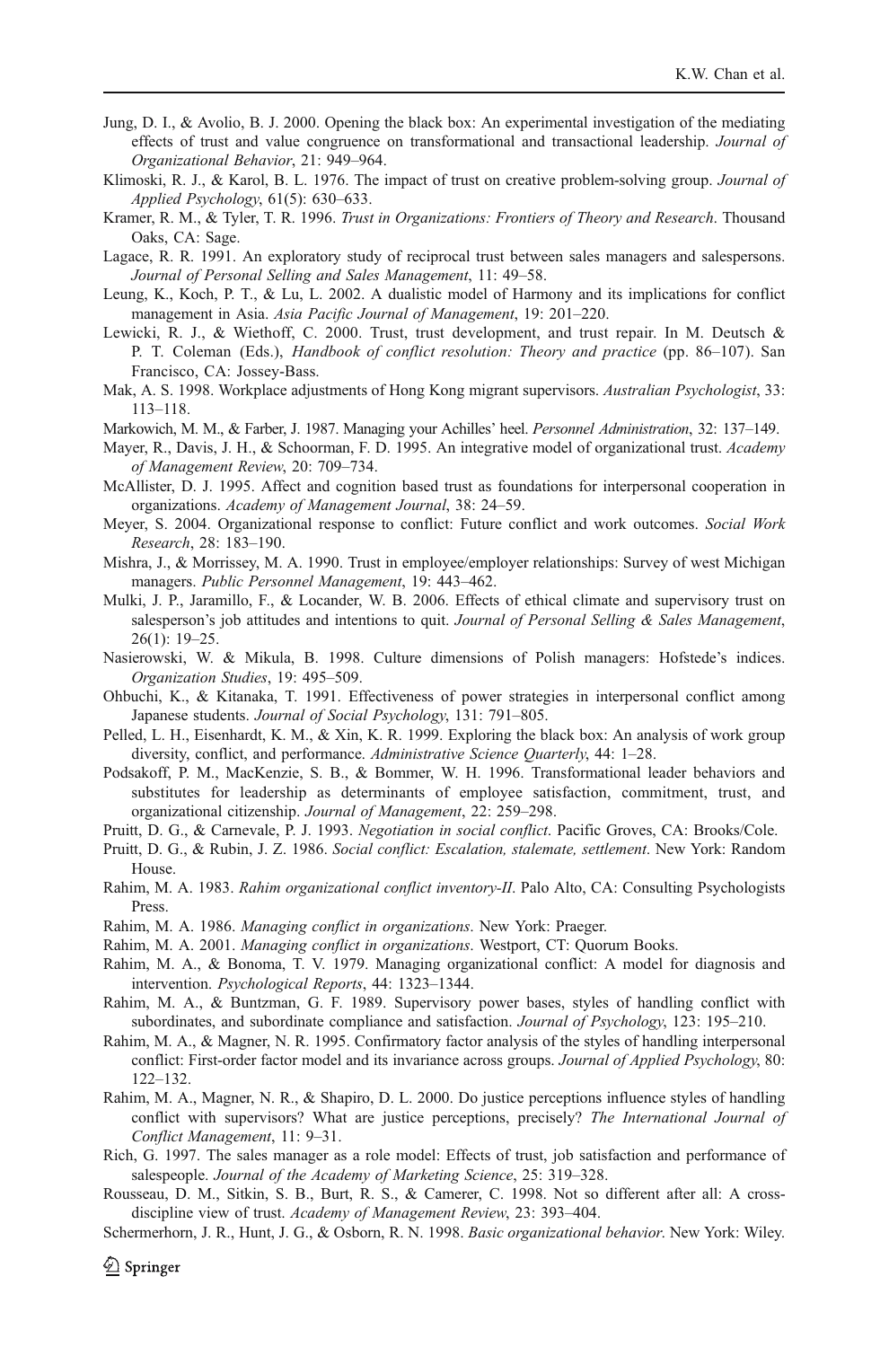Jung, D. I., & Avolio, B. J. 2000. Opening the black box: An experimental investigation of the mediating effects of trust and value congruence on transformational and transactional leadership. *Journal of Organizational Behavior*, 21: 949–964.

Klimoski, R. J., & Karol, B. L. 1976. The impact of trust on creative problem-solving group. *Journal of Applied Psychology*, 61(5): 630–633.

Kramer, R. M., & Tyler, T. R. 1996. *Trust in Organizations: Frontiers of Theory and Research*. Thousand Oaks, CA: Sage.

Lagace, R. R. 1991. An exploratory study of reciprocal trust between sales managers and salespersons. *Journal of Personal Selling and Sales Management*, 11: 49–58.

Leung, K., Koch, P. T., & Lu, L. 2002. A dualistic model of Harmony and its implications for conflict management in Asia. *Asia Pacific Journal of Management*, 19: 201–220.

Lewicki, R. J., & Wiethoff, C. 2000. Trust, trust development, and trust repair. In M. Deutsch & P. T. Coleman (Eds.), *Handbook of conflict resolution: Theory and practice* (pp. 86–107). San Francisco, CA: Jossey-Bass.

Mak, A. S. 1998. Workplace adjustments of Hong Kong migrant supervisors. *Australian Psychologist*, 33: 113–118.

Markowich, M. M., & Farber, J. 1987. Managing your Achilles' heel. *Personnel Administration*, 32: 137–149.

Mayer, R., Davis, J. H., & Schoorman, F. D. 1995. An integrative model of organizational trust. *Academy of Management Review*, 20: 709–734.

McAllister, D. J. 1995. Affect and cognition based trust as foundations for interpersonal cooperation in organizations. *Academy of Management Journal*, 38: 24–59.

Meyer, S. 2004. Organizational response to conflict: Future conflict and work outcomes. *Social Work Research*, 28: 183–190.

Mishra, J., & Morrissey, M. A. 1990. Trust in employee/employer relationships: Survey of west Michigan managers. *Public Personnel Management*, 19: 443–462.

Mulki, J. P., Jaramillo, F., & Locander, W. B. 2006. Effects of ethical climate and supervisory trust on salesperson's job attitudes and intentions to quit. *Journal of Personal Selling & Sales Management*, 26(1): 19–25.

Nasierowski, W. & Mikula, B. 1998. Culture dimensions of Polish managers: Hofstede's indices. *Organization Studies*, 19: 495–509.

Ohbuchi, K., & Kitanaka, T. 1991. Effectiveness of power strategies in interpersonal conflict among Japanese students. *Journal of Social Psychology*, 131: 791–805.

Pelled, L. H., Eisenhardt, K. M., & Xin, K. R. 1999. Exploring the black box: An analysis of work group diversity, conflict, and performance. *Administrative Science Quarterly*, 44: 1–28.

Podsakoff, P. M., MacKenzie, S. B., & Bommer, W. H. 1996. Transformational leader behaviors and substitutes for leadership as determinants of employee satisfaction, commitment, trust, and organizational citizenship. *Journal of Management*, 22: 259–298.

Pruitt, D. G., & Carnevale, P. J. 1993. *Negotiation in social conflict*. Pacific Groves, CA: Brooks/Cole.

Pruitt, D. G., & Rubin, J. Z. 1986. *Social conflict: Escalation, stalemate, settlement*. New York: Random House.

Rahim, M. A. 1983. *Rahim organizational conflict inventory-II*. Palo Alto, CA: Consulting Psychologists Press.

Rahim, M. A. 1986. *Managing conflict in organizations*. New York: Praeger.

Rahim, M. A. 2001. *Managing conflict in organizations*. Westport, CT: Quorum Books.

Rahim, M. A., & Bonoma, T. V. 1979. Managing organizational conflict: A model for diagnosis and intervention. *Psychological Reports*, 44: 1323–1344.

Rahim, M. A., & Buntzman, G. F. 1989. Supervisory power bases, styles of handling conflict with subordinates, and subordinate compliance and satisfaction. *Journal of Psychology*, 123: 195–210.

Rahim, M. A., & Magner, N. R. 1995. Confirmatory factor analysis of the styles of handling interpersonal conflict: First-order factor model and its invariance across groups. *Journal of Applied Psychology*, 80: 122–132.

Rahim, M. A., Magner, N. R., & Shapiro, D. L. 2000. Do justice perceptions influence styles of handling conflict with supervisors? What are justice perceptions, precisely? *The International Journal of Conflict Management*, 11: 9–31.

Rich, G. 1997. The sales manager as a role model: Effects of trust, job satisfaction and performance of salespeople. *Journal of the Academy of Marketing Science*, 25: 319–328.

Rousseau, D. M., Sitkin, S. B., Burt, R. S., & Camerer, C. 1998. Not so different after all: A cross-discipline view of trust. *Academy of Management Review*, 23: 393–404.

Schermerhorn, J. R., Hunt, J. G., & Osborn, R. N. 1998. *Basic organizational behavior*. New York: Wiley.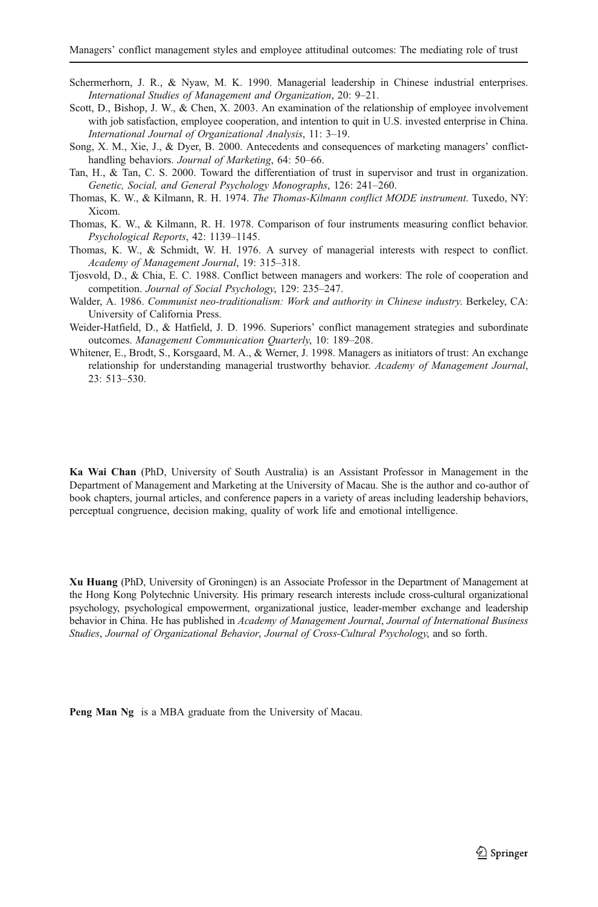Schermerhorn, J. R., & Nyaw, M. K. 1990. Managerial leadership in Chinese industrial enterprises. *International Studies of Management and Organization*, 20: 9–21.

Scott, D., Bishop, J. W., & Chen, X. 2003. An examination of the relationship of employee involvement with job satisfaction, employee cooperation, and intention to quit in U.S. invested enterprise in China. *International Journal of Organizational Analysis*, 11: 3–19.

Song, X. M., Xie, J., & Dyer, B. 2000. Antecedents and consequences of marketing managers' conflict-handling behaviors. *Journal of Marketing*, 64: 50–66.

Tan, H., & Tan, C. S. 2000. Toward the differentiation of trust in supervisor and trust in organization. *Genetic, Social, and General Psychology Monographs*, 126: 241–260.

Thomas, K. W., & Kilmann, R. H. 1974. *The Thomas-Kilmann conflict MODE instrument*. Tuxedo, NY: Xicom.

Thomas, K. W., & Kilmann, R. H. 1978. Comparison of four instruments measuring conflict behavior. *Psychological Reports*, 42: 1139–1145.

Thomas, K. W., & Schmidt, W. H. 1976. A survey of managerial interests with respect to conflict. *Academy of Management Journal*, 19: 315–318.

Tjosvold, D., & Chia, E. C. 1988. Conflict between managers and workers: The role of cooperation and competition. *Journal of Social Psychology*, 129: 235–247.

Walder, A. 1986. *Communist neo-traditionalism: Work and authority in Chinese industry.* Berkeley, CA: University of California Press.

Weider-Hatfield, D., & Hatfield, J. D. 1996. Superiors' conflict management strategies and subordinate outcomes. *Management Communication Quarterly*, 10: 189–208.

Whitener, E., Brodt, S., Korsgaard, M. A., & Werner, J. 1998. Managers as initiators of trust: An exchange relationship for understanding managerial trustworthy behavior. *Academy of Management Journal*, 23: 513–530.

**Ka Wai Chan** (PhD, University of South Australia) is an Assistant Professor in Management in the Department of Management and Marketing at the University of Macau. She is the author and co-author of book chapters, journal articles, and conference papers in a variety of areas including leadership behaviors, perceptual congruence, decision making, quality of work life and emotional intelligence.

**Xu Huang** (PhD, University of Groningen) is an Associate Professor in the Department of Management at the Hong Kong Polytechnic University. His primary research interests include cross-cultural organizational psychology, psychological empowerment, organizational justice, leader-member exchange and leadership behavior in China. He has published in *Academy of Management Journal*, *Journal of International Business Studies*, *Journal of Organizational Behavior*, *Journal of Cross-Cultural Psychology*, and so forth.

**Peng Man Ng** is a MBA graduate from the University of Macau.